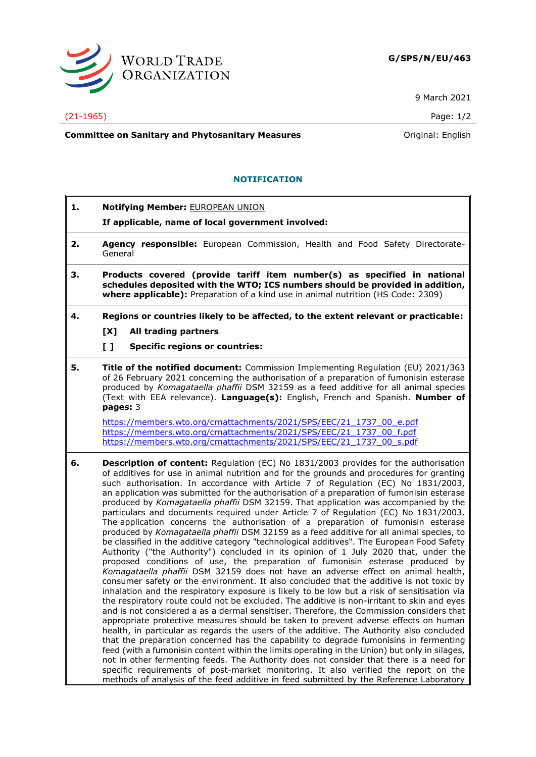**G/SPS/N/EU/463**

9 March 2021

(21-1965)

**Committee on Sanitary and Phytosanitary Measures** Original: English

## NOTIFICATION

**1. Notifying Member:** EUROPEAN UNION

**If applicable, name of local government involved:**

**2. Agency responsible:** European Commission, Health and Food Safety Directorate-General

**3. Products covered (provide tariff item number(s) as specified in national schedules deposited with the WTO; ICS numbers should be provided in addition, where applicable):** Preparation of a kind use in animal nutrition (HS Code: 2309)

**4. Regions or countries likely to be affected, to the extent relevant or practicable:**

**[X] All trading partners**

**[ ] Specific regions or countries:**

**5. Title of the notified document:** Commission Implementing Regulation (EU) 2021/363 of 26 February 2021 concerning the authorisation of a preparation of fumonisin esterase produced by *Komagataella phaffii* DSM 32159 as a feed additive for all animal species (Text with EEA relevance). **Language(s):** English, French and Spanish. **Number of pages:** 3

https://members.wto.org/crnattachments/2021/SPS/EEC/21_1737_00_e.pdf
https://members.wto.org/crnattachments/2021/SPS/EEC/21_1737_00_f.pdf
https://members.wto.org/crnattachments/2021/SPS/EEC/21_1737_00_s.pdf

**6. Description of content:** Regulation (EC) No 1831/2003 provides for the authorisation of additives for use in animal nutrition and for the grounds and procedures for granting such authorisation. In accordance with Article 7 of Regulation (EC) No 1831/2003, an application was submitted for the authorisation of a preparation of fumonisin esterase produced by *Komagataella phaffii* DSM 32159. That application was accompanied by the particulars and documents required under Article 7 of Regulation (EC) No 1831/2003. The application concerns the authorisation of a preparation of fumonisin esterase produced by *Komagataella phaffii* DSM 32159 as a feed additive for all animal species, to be classified in the additive category "technological additives". The European Food Safety Authority ("the Authority") concluded in its opinion of 1 July 2020 that, under the proposed conditions of use, the preparation of fumonisin esterase produced by *Komagataella phaffii* DSM 32159 does not have an adverse effect on animal health, consumer safety or the environment. It also concluded that the additive is not toxic by inhalation and the respiratory exposure is likely to be low but a risk of sensitisation via the respiratory route could not be excluded. The additive is non-irritant to skin and eyes and is not considered a as a dermal sensitiser. Therefore, the Commission considers that appropriate protective measures should be taken to prevent adverse effects on human health, in particular as regards the users of the additive. The Authority also concluded that the preparation concerned has the capability to degrade fumonisins in fermenting feed (with a fumonisin content within the limits operating in the Union) but only in silages, not in other fermenting feeds. The Authority does not consider that there is a need for specific requirements of post-market monitoring. It also verified the report on the methods of analysis of the feed additive in feed submitted by the Reference Laboratory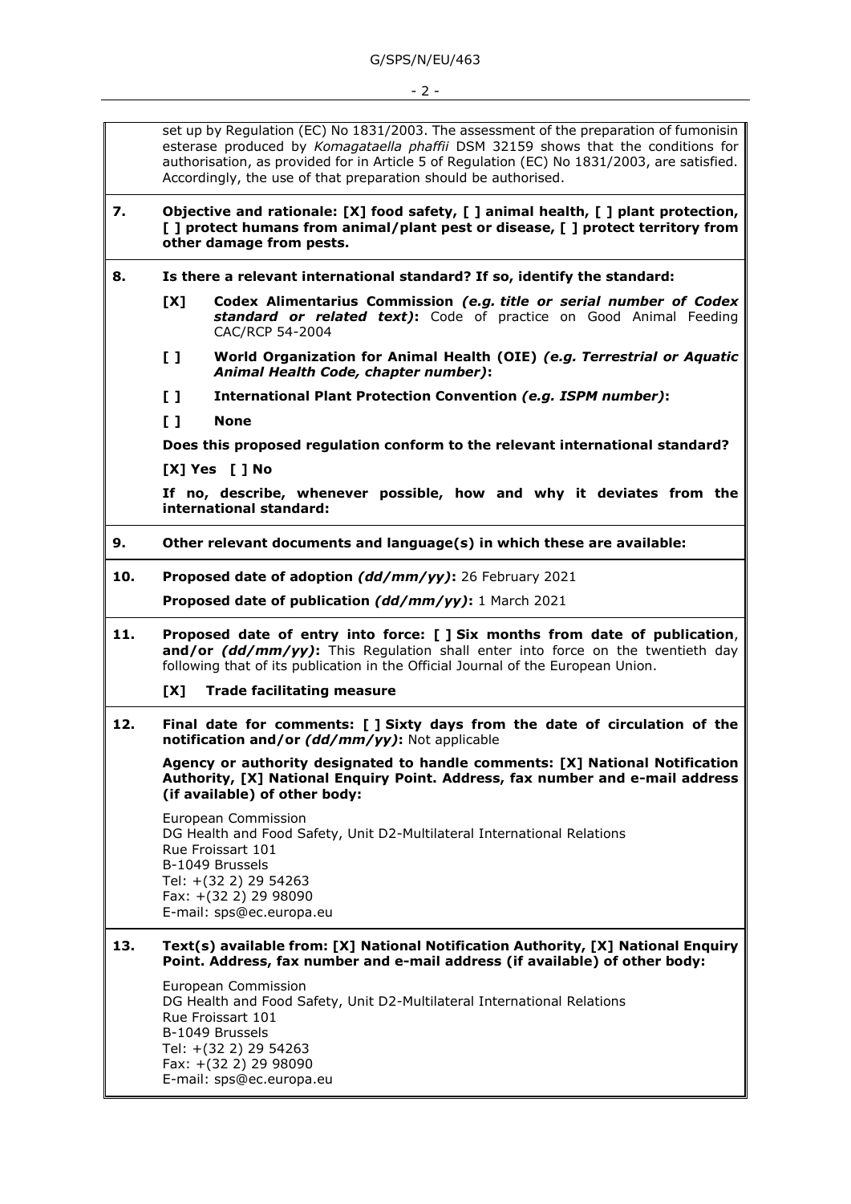set up by Regulation (EC) No 1831/2003. The assessment of the preparation of fumonisin esterase produced by *Komagataella phaffii* DSM 32159 shows that the conditions for authorisation, as provided for in Article 5 of Regulation (EC) No 1831/2003, are satisfied. Accordingly, the use of that preparation should be authorised.

**7. Objective and rationale: [X] food safety, [ ] animal health, [ ] plant protection, [ ] protect humans from animal/plant pest or disease, [ ] protect territory from other damage from pests.**

**8. Is there a relevant international standard? If so, identify the standard:**

**[X] Codex Alimentarius Commission *(e.g. title or serial number of Codex standard or related text)*:** Code of practice on Good Animal Feeding CAC/RCP 54-2004

**[ ] World Organization for Animal Health (OIE) *(e.g. Terrestrial or Aquatic Animal Health Code, chapter number)*:**

**[ ] International Plant Protection Convention *(e.g. ISPM number)*:**

**[ ] None**

**Does this proposed regulation conform to the relevant international standard?**

**[X] Yes [ ] No**

**If no, describe, whenever possible, how and why it deviates from the international standard:**

**9. Other relevant documents and language(s) in which these are available:**

**10. Proposed date of adoption *(dd/mm/yy)*:** 26 February 2021

**Proposed date of publication *(dd/mm/yy)*:** 1 March 2021

**11. Proposed date of entry into force: [ ] Six months from date of publication, and/or *(dd/mm/yy)*:** This Regulation shall enter into force on the twentieth day following that of its publication in the Official Journal of the European Union.

**[X] Trade facilitating measure**

**12. Final date for comments: [ ] Sixty days from the date of circulation of the notification and/or *(dd/mm/yy)*:** Not applicable

**Agency or authority designated to handle comments: [X] National Notification Authority, [X] National Enquiry Point. Address, fax number and e-mail address (if available) of other body:**

European Commission
DG Health and Food Safety, Unit D2-Multilateral International Relations
Rue Froissart 101
B-1049 Brussels
Tel: +(32 2) 29 54263
Fax: +(32 2) 29 98090
E-mail: sps@ec.europa.eu

**13. Text(s) available from: [X] National Notification Authority, [X] National Enquiry Point. Address, fax number and e-mail address (if available) of other body:**

European Commission
DG Health and Food Safety, Unit D2-Multilateral International Relations
Rue Froissart 101
B-1049 Brussels
Tel: +(32 2) 29 54263
Fax: +(32 2) 29 98090
E-mail: sps@ec.europa.eu